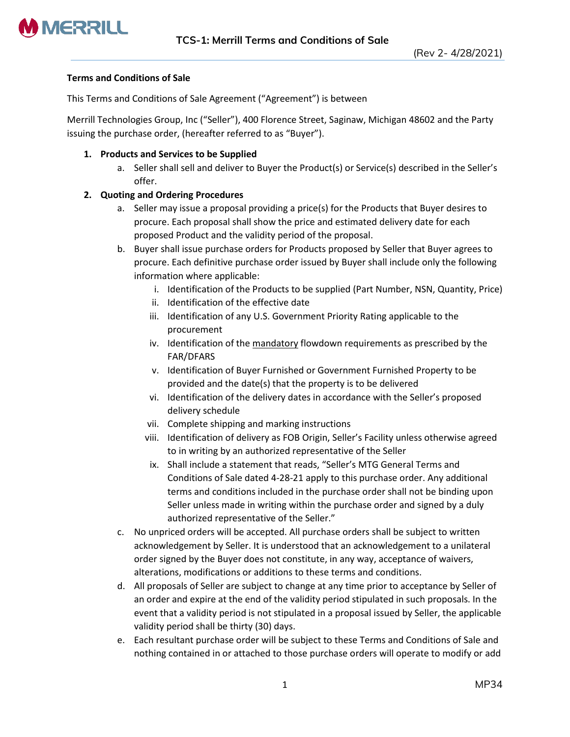# TCS-1: Merrill Terms and Conditions of Sale

(Rev 2- 4/28/2021)

**Terms and Conditions of Sale**

This Terms and Conditions of Sale Agreement ("Agreement") is between

Merrill Technologies Group, Inc ("Seller"), 400 Florence Street, Saginaw, Michigan 48602 and the Party issuing the purchase order, (hereafter referred to as "Buyer").

1. **Products and Services to be Supplied**
   a. Seller shall sell and deliver to Buyer the Product(s) or Service(s) described in the Seller's offer.
2. **Quoting and Ordering Procedures**
   a. Seller may issue a proposal providing a price(s) for the Products that Buyer desires to procure. Each proposal shall show the price and estimated delivery date for each proposed Product and the validity period of the proposal.
   b. Buyer shall issue purchase orders for Products proposed by Seller that Buyer agrees to procure. Each definitive purchase order issued by Buyer shall include only the following information where applicable:
      i. Identification of the Products to be supplied (Part Number, NSN, Quantity, Price)
      ii. Identification of the effective date
      iii. Identification of any U.S. Government Priority Rating applicable to the procurement
      iv. Identification of the mandatory flowdown requirements as prescribed by the FAR/DFARS
      v. Identification of Buyer Furnished or Government Furnished Property to be provided and the date(s) that the property is to be delivered
      vi. Identification of the delivery dates in accordance with the Seller's proposed delivery schedule
      vii. Complete shipping and marking instructions
      viii. Identification of delivery as FOB Origin, Seller's Facility unless otherwise agreed to in writing by an authorized representative of the Seller
      ix. Shall include a statement that reads, "Seller's MTG General Terms and Conditions of Sale dated 4-28-21 apply to this purchase order. Any additional terms and conditions included in the purchase order shall not be binding upon Seller unless made in writing within the purchase order and signed by a duly authorized representative of the Seller."
   c. No unpriced orders will be accepted. All purchase orders shall be subject to written acknowledgement by Seller. It is understood that an acknowledgement to a unilateral order signed by the Buyer does not constitute, in any way, acceptance of waivers, alterations, modifications or additions to these terms and conditions.
   d. All proposals of Seller are subject to change at any time prior to acceptance by Seller of an order and expire at the end of the validity period stipulated in such proposals. In the event that a validity period is not stipulated in a proposal issued by Seller, the applicable validity period shall be thirty (30) days.
   e. Each resultant purchase order will be subject to these Terms and Conditions of Sale and nothing contained in or attached to those purchase orders will operate to modify or add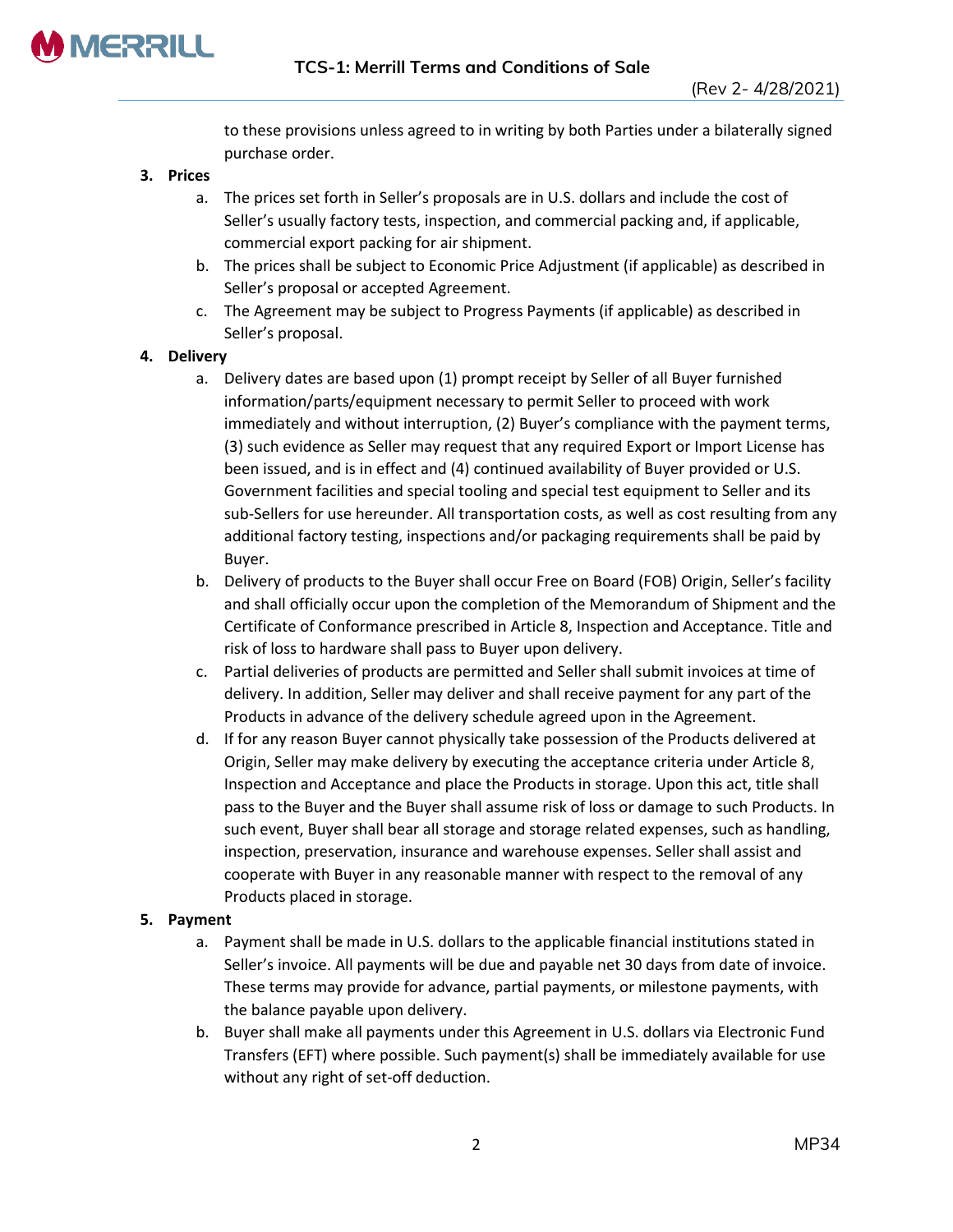to these provisions unless agreed to in writing by both Parties under a bilaterally signed purchase order.

3. **Prices**
   a. The prices set forth in Seller's proposals are in U.S. dollars and include the cost of Seller's usually factory tests, inspection, and commercial packing and, if applicable, commercial export packing for air shipment.
   b. The prices shall be subject to Economic Price Adjustment (if applicable) as described in Seller's proposal or accepted Agreement.
   c. The Agreement may be subject to Progress Payments (if applicable) as described in Seller's proposal.

4. **Delivery**
   a. Delivery dates are based upon (1) prompt receipt by Seller of all Buyer furnished information/parts/equipment necessary to permit Seller to proceed with work immediately and without interruption, (2) Buyer's compliance with the payment terms, (3) such evidence as Seller may request that any required Export or Import License has been issued, and is in effect and (4) continued availability of Buyer provided or U.S. Government facilities and special tooling and special test equipment to Seller and its sub-Sellers for use hereunder. All transportation costs, as well as cost resulting from any additional factory testing, inspections and/or packaging requirements shall be paid by Buyer.
   b. Delivery of products to the Buyer shall occur Free on Board (FOB) Origin, Seller's facility and shall officially occur upon the completion of the Memorandum of Shipment and the Certificate of Conformance prescribed in Article 8, Inspection and Acceptance. Title and risk of loss to hardware shall pass to Buyer upon delivery.
   c. Partial deliveries of products are permitted and Seller shall submit invoices at time of delivery. In addition, Seller may deliver and shall receive payment for any part of the Products in advance of the delivery schedule agreed upon in the Agreement.
   d. If for any reason Buyer cannot physically take possession of the Products delivered at Origin, Seller may make delivery by executing the acceptance criteria under Article 8, Inspection and Acceptance and place the Products in storage. Upon this act, title shall pass to the Buyer and the Buyer shall assume risk of loss or damage to such Products. In such event, Buyer shall bear all storage and storage related expenses, such as handling, inspection, preservation, insurance and warehouse expenses. Seller shall assist and cooperate with Buyer in any reasonable manner with respect to the removal of any Products placed in storage.

5. **Payment**
   a. Payment shall be made in U.S. dollars to the applicable financial institutions stated in Seller's invoice. All payments will be due and payable net 30 days from date of invoice. These terms may provide for advance, partial payments, or milestone payments, with the balance payable upon delivery.
   b. Buyer shall make all payments under this Agreement in U.S. dollars via Electronic Fund Transfers (EFT) where possible. Such payment(s) shall be immediately available for use without any right of set-off deduction.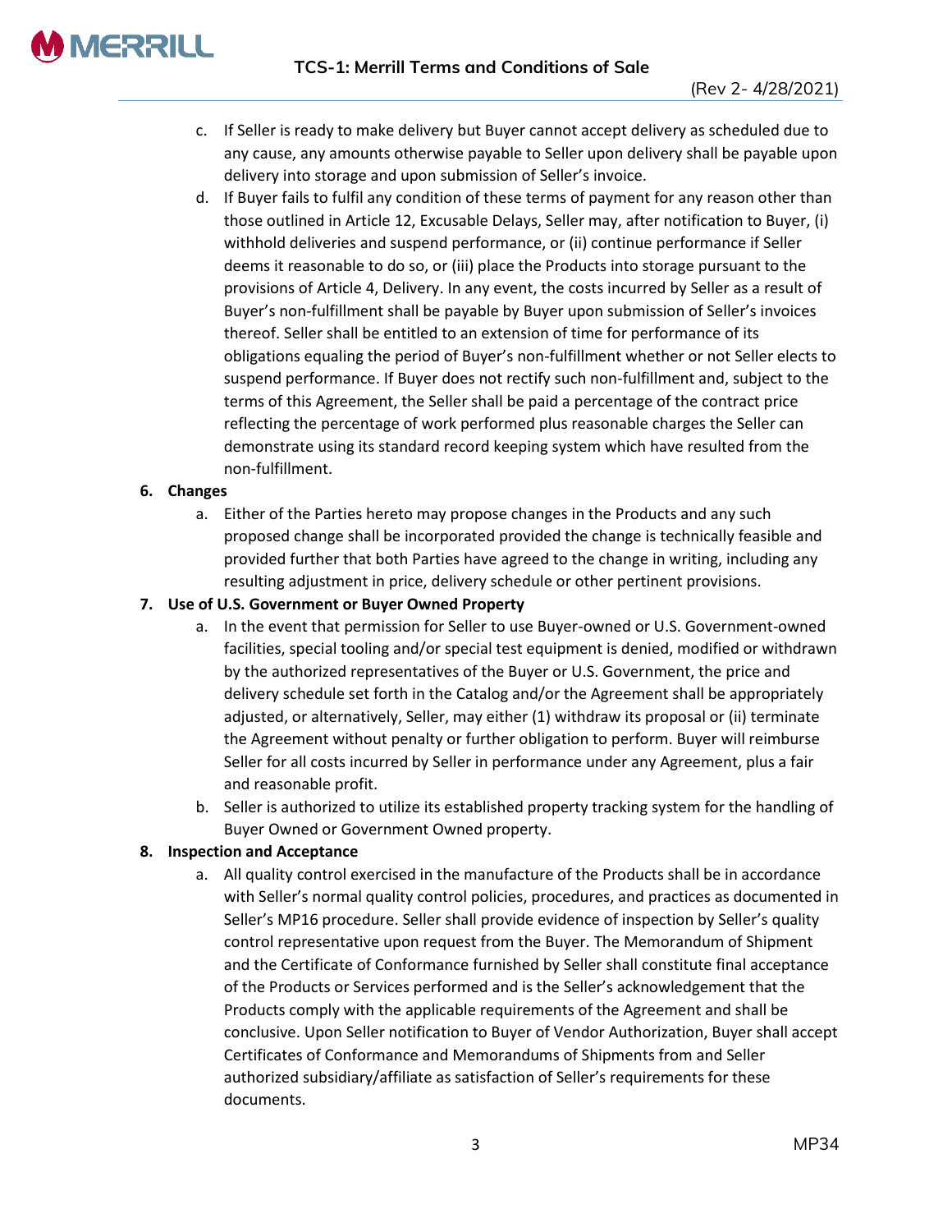c. If Seller is ready to make delivery but Buyer cannot accept delivery as scheduled due to any cause, any amounts otherwise payable to Seller upon delivery shall be payable upon delivery into storage and upon submission of Seller's invoice.

d. If Buyer fails to fulfil any condition of these terms of payment for any reason other than those outlined in Article 12, Excusable Delays, Seller may, after notification to Buyer, (i) withhold deliveries and suspend performance, or (ii) continue performance if Seller deems it reasonable to do so, or (iii) place the Products into storage pursuant to the provisions of Article 4, Delivery. In any event, the costs incurred by Seller as a result of Buyer's non-fulfillment shall be payable by Buyer upon submission of Seller's invoices thereof. Seller shall be entitled to an extension of time for performance of its obligations equaling the period of Buyer's non-fulfillment whether or not Seller elects to suspend performance. If Buyer does not rectify such non-fulfillment and, subject to the terms of this Agreement, the Seller shall be paid a percentage of the contract price reflecting the percentage of work performed plus reasonable charges the Seller can demonstrate using its standard record keeping system which have resulted from the non-fulfillment.

**6. Changes**

a. Either of the Parties hereto may propose changes in the Products and any such proposed change shall be incorporated provided the change is technically feasible and provided further that both Parties have agreed to the change in writing, including any resulting adjustment in price, delivery schedule or other pertinent provisions.

**7. Use of U.S. Government or Buyer Owned Property**

a. In the event that permission for Seller to use Buyer-owned or U.S. Government-owned facilities, special tooling and/or special test equipment is denied, modified or withdrawn by the authorized representatives of the Buyer or U.S. Government, the price and delivery schedule set forth in the Catalog and/or the Agreement shall be appropriately adjusted, or alternatively, Seller, may either (1) withdraw its proposal or (ii) terminate the Agreement without penalty or further obligation to perform. Buyer will reimburse Seller for all costs incurred by Seller in performance under any Agreement, plus a fair and reasonable profit.

b. Seller is authorized to utilize its established property tracking system for the handling of Buyer Owned or Government Owned property.

**8. Inspection and Acceptance**

a. All quality control exercised in the manufacture of the Products shall be in accordance with Seller's normal quality control policies, procedures, and practices as documented in Seller's MP16 procedure. Seller shall provide evidence of inspection by Seller's quality control representative upon request from the Buyer. The Memorandum of Shipment and the Certificate of Conformance furnished by Seller shall constitute final acceptance of the Products or Services performed and is the Seller's acknowledgement that the Products comply with the applicable requirements of the Agreement and shall be conclusive. Upon Seller notification to Buyer of Vendor Authorization, Buyer shall accept Certificates of Conformance and Memorandums of Shipments from and Seller authorized subsidiary/affiliate as satisfaction of Seller's requirements for these documents.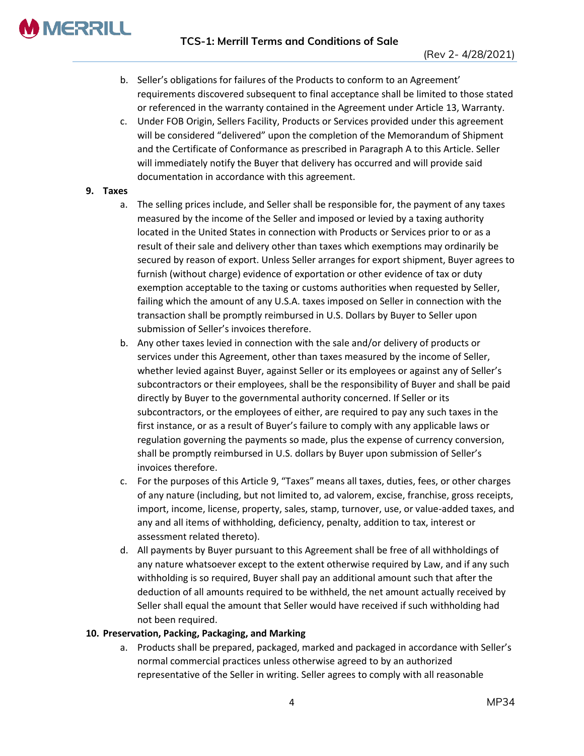b. Seller's obligations for failures of the Products to conform to an Agreement' requirements discovered subsequent to final acceptance shall be limited to those stated or referenced in the warranty contained in the Agreement under Article 13, Warranty.

c. Under FOB Origin, Sellers Facility, Products or Services provided under this agreement will be considered "delivered" upon the completion of the Memorandum of Shipment and the Certificate of Conformance as prescribed in Paragraph A to this Article. Seller will immediately notify the Buyer that delivery has occurred and will provide said documentation in accordance with this agreement.

**9. Taxes**

a. The selling prices include, and Seller shall be responsible for, the payment of any taxes measured by the income of the Seller and imposed or levied by a taxing authority located in the United States in connection with Products or Services prior to or as a result of their sale and delivery other than taxes which exemptions may ordinarily be secured by reason of export. Unless Seller arranges for export shipment, Buyer agrees to furnish (without charge) evidence of exportation or other evidence of tax or duty exemption acceptable to the taxing or customs authorities when requested by Seller, failing which the amount of any U.S.A. taxes imposed on Seller in connection with the transaction shall be promptly reimbursed in U.S. Dollars by Buyer to Seller upon submission of Seller's invoices therefore.

b. Any other taxes levied in connection with the sale and/or delivery of products or services under this Agreement, other than taxes measured by the income of Seller, whether levied against Buyer, against Seller or its employees or against any of Seller's subcontractors or their employees, shall be the responsibility of Buyer and shall be paid directly by Buyer to the governmental authority concerned. If Seller or its subcontractors, or the employees of either, are required to pay any such taxes in the first instance, or as a result of Buyer's failure to comply with any applicable laws or regulation governing the payments so made, plus the expense of currency conversion, shall be promptly reimbursed in U.S. dollars by Buyer upon submission of Seller's invoices therefore.

c. For the purposes of this Article 9, "Taxes" means all taxes, duties, fees, or other charges of any nature (including, but not limited to, ad valorem, excise, franchise, gross receipts, import, income, license, property, sales, stamp, turnover, use, or value-added taxes, and any and all items of withholding, deficiency, penalty, addition to tax, interest or assessment related thereto).

d. All payments by Buyer pursuant to this Agreement shall be free of all withholdings of any nature whatsoever except to the extent otherwise required by Law, and if any such withholding is so required, Buyer shall pay an additional amount such that after the deduction of all amounts required to be withheld, the net amount actually received by Seller shall equal the amount that Seller would have received if such withholding had not been required.

**10. Preservation, Packing, Packaging, and Marking**

a. Products shall be prepared, packaged, marked and packaged in accordance with Seller's normal commercial practices unless otherwise agreed to by an authorized representative of the Seller in writing. Seller agrees to comply with all reasonable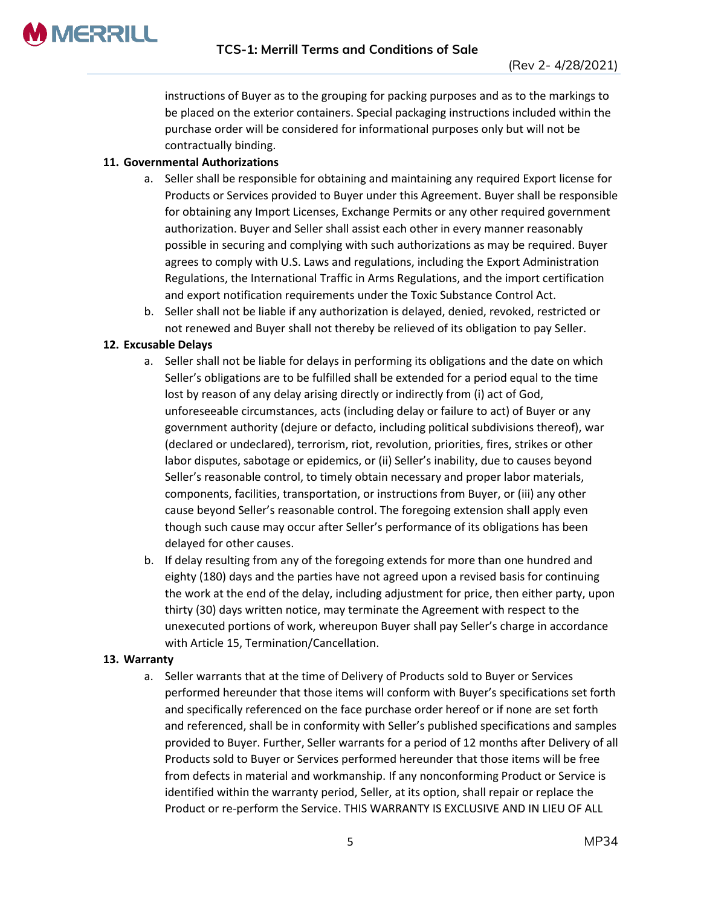instructions of Buyer as to the grouping for packing purposes and as to the markings to be placed on the exterior containers. Special packaging instructions included within the purchase order will be considered for informational purposes only but will not be contractually binding.

**11. Governmental Authorizations**

a. Seller shall be responsible for obtaining and maintaining any required Export license for Products or Services provided to Buyer under this Agreement. Buyer shall be responsible for obtaining any Import Licenses, Exchange Permits or any other required government authorization. Buyer and Seller shall assist each other in every manner reasonably possible in securing and complying with such authorizations as may be required. Buyer agrees to comply with U.S. Laws and regulations, including the Export Administration Regulations, the International Traffic in Arms Regulations, and the import certification and export notification requirements under the Toxic Substance Control Act.

b. Seller shall not be liable if any authorization is delayed, denied, revoked, restricted or not renewed and Buyer shall not thereby be relieved of its obligation to pay Seller.

**12. Excusable Delays**

a. Seller shall not be liable for delays in performing its obligations and the date on which Seller's obligations are to be fulfilled shall be extended for a period equal to the time lost by reason of any delay arising directly or indirectly from (i) act of God, unforeseeable circumstances, acts (including delay or failure to act) of Buyer or any government authority (dejure or defacto, including political subdivisions thereof), war (declared or undeclared), terrorism, riot, revolution, priorities, fires, strikes or other labor disputes, sabotage or epidemics, or (ii) Seller's inability, due to causes beyond Seller's reasonable control, to timely obtain necessary and proper labor materials, components, facilities, transportation, or instructions from Buyer, or (iii) any other cause beyond Seller's reasonable control. The foregoing extension shall apply even though such cause may occur after Seller's performance of its obligations has been delayed for other causes.

b. If delay resulting from any of the foregoing extends for more than one hundred and eighty (180) days and the parties have not agreed upon a revised basis for continuing the work at the end of the delay, including adjustment for price, then either party, upon thirty (30) days written notice, may terminate the Agreement with respect to the unexecuted portions of work, whereupon Buyer shall pay Seller's charge in accordance with Article 15, Termination/Cancellation.

**13. Warranty**

a. Seller warrants that at the time of Delivery of Products sold to Buyer or Services performed hereunder that those items will conform with Buyer's specifications set forth and specifically referenced on the face purchase order hereof or if none are set forth and referenced, shall be in conformity with Seller's published specifications and samples provided to Buyer. Further, Seller warrants for a period of 12 months after Delivery of all Products sold to Buyer or Services performed hereunder that those items will be free from defects in material and workmanship. If any nonconforming Product or Service is identified within the warranty period, Seller, at its option, shall repair or replace the Product or re-perform the Service. THIS WARRANTY IS EXCLUSIVE AND IN LIEU OF ALL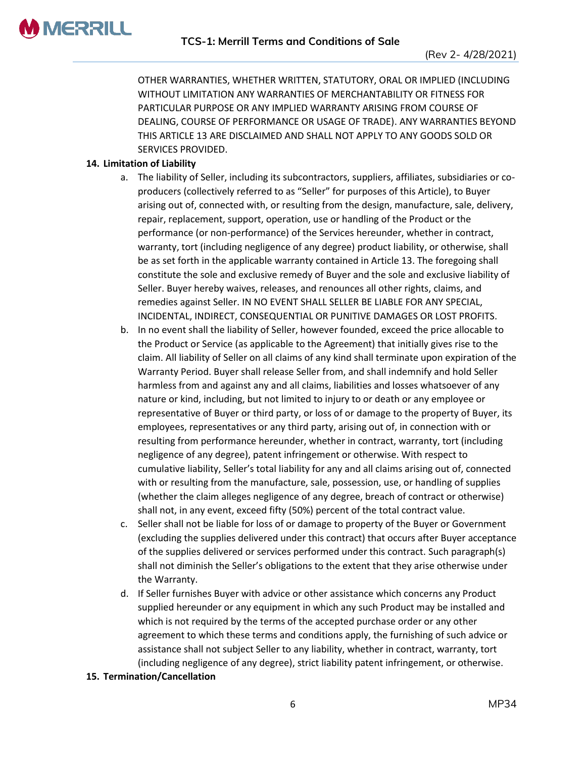OTHER WARRANTIES, WHETHER WRITTEN, STATUTORY, ORAL OR IMPLIED (INCLUDING WITHOUT LIMITATION ANY WARRANTIES OF MERCHANTABILITY OR FITNESS FOR PARTICULAR PURPOSE OR ANY IMPLIED WARRANTY ARISING FROM COURSE OF DEALING, COURSE OF PERFORMANCE OR USAGE OF TRADE). ANY WARRANTIES BEYOND THIS ARTICLE 13 ARE DISCLAIMED AND SHALL NOT APPLY TO ANY GOODS SOLD OR SERVICES PROVIDED.

**14. Limitation of Liability**

a. The liability of Seller, including its subcontractors, suppliers, affiliates, subsidiaries or co-producers (collectively referred to as "Seller" for purposes of this Article), to Buyer arising out of, connected with, or resulting from the design, manufacture, sale, delivery, repair, replacement, support, operation, use or handling of the Product or the performance (or non-performance) of the Services hereunder, whether in contract, warranty, tort (including negligence of any degree) product liability, or otherwise, shall be as set forth in the applicable warranty contained in Article 13. The foregoing shall constitute the sole and exclusive remedy of Buyer and the sole and exclusive liability of Seller. Buyer hereby waives, releases, and renounces all other rights, claims, and remedies against Seller. IN NO EVENT SHALL SELLER BE LIABLE FOR ANY SPECIAL, INCIDENTAL, INDIRECT, CONSEQUENTIAL OR PUNITIVE DAMAGES OR LOST PROFITS.

b. In no event shall the liability of Seller, however founded, exceed the price allocable to the Product or Service (as applicable to the Agreement) that initially gives rise to the claim. All liability of Seller on all claims of any kind shall terminate upon expiration of the Warranty Period. Buyer shall release Seller from, and shall indemnify and hold Seller harmless from and against any and all claims, liabilities and losses whatsoever of any nature or kind, including, but not limited to injury to or death or any employee or representative of Buyer or third party, or loss of or damage to the property of Buyer, its employees, representatives or any third party, arising out of, in connection with or resulting from performance hereunder, whether in contract, warranty, tort (including negligence of any degree), patent infringement or otherwise. With respect to cumulative liability, Seller's total liability for any and all claims arising out of, connected with or resulting from the manufacture, sale, possession, use, or handling of supplies (whether the claim alleges negligence of any degree, breach of contract or otherwise) shall not, in any event, exceed fifty (50%) percent of the total contract value.

c. Seller shall not be liable for loss of or damage to property of the Buyer or Government (excluding the supplies delivered under this contract) that occurs after Buyer acceptance of the supplies delivered or services performed under this contract. Such paragraph(s) shall not diminish the Seller's obligations to the extent that they arise otherwise under the Warranty.

d. If Seller furnishes Buyer with advice or other assistance which concerns any Product supplied hereunder or any equipment in which any such Product may be installed and which is not required by the terms of the accepted purchase order or any other agreement to which these terms and conditions apply, the furnishing of such advice or assistance shall not subject Seller to any liability, whether in contract, warranty, tort (including negligence of any degree), strict liability patent infringement, or otherwise.

**15. Termination/Cancellation**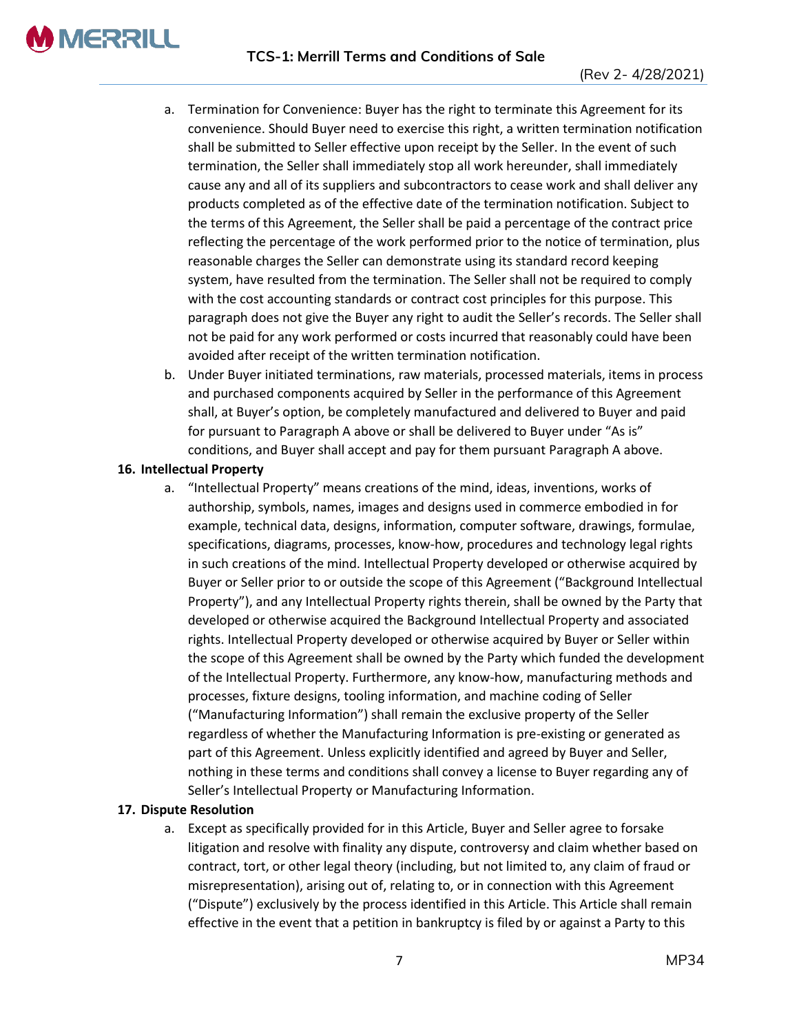a. Termination for Convenience: Buyer has the right to terminate this Agreement for its convenience. Should Buyer need to exercise this right, a written termination notification shall be submitted to Seller effective upon receipt by the Seller. In the event of such termination, the Seller shall immediately stop all work hereunder, shall immediately cause any and all of its suppliers and subcontractors to cease work and shall deliver any products completed as of the effective date of the termination notification. Subject to the terms of this Agreement, the Seller shall be paid a percentage of the contract price reflecting the percentage of the work performed prior to the notice of termination, plus reasonable charges the Seller can demonstrate using its standard record keeping system, have resulted from the termination. The Seller shall not be required to comply with the cost accounting standards or contract cost principles for this purpose. This paragraph does not give the Buyer any right to audit the Seller's records. The Seller shall not be paid for any work performed or costs incurred that reasonably could have been avoided after receipt of the written termination notification.

b. Under Buyer initiated terminations, raw materials, processed materials, items in process and purchased components acquired by Seller in the performance of this Agreement shall, at Buyer's option, be completely manufactured and delivered to Buyer and paid for pursuant to Paragraph A above or shall be delivered to Buyer under "As is" conditions, and Buyer shall accept and pay for them pursuant Paragraph A above.

**16. Intellectual Property**

a. "Intellectual Property" means creations of the mind, ideas, inventions, works of authorship, symbols, names, images and designs used in commerce embodied in for example, technical data, designs, information, computer software, drawings, formulae, specifications, diagrams, processes, know-how, procedures and technology legal rights in such creations of the mind. Intellectual Property developed or otherwise acquired by Buyer or Seller prior to or outside the scope of this Agreement ("Background Intellectual Property"), and any Intellectual Property rights therein, shall be owned by the Party that developed or otherwise acquired the Background Intellectual Property and associated rights. Intellectual Property developed or otherwise acquired by Buyer or Seller within the scope of this Agreement shall be owned by the Party which funded the development of the Intellectual Property. Furthermore, any know-how, manufacturing methods and processes, fixture designs, tooling information, and machine coding of Seller ("Manufacturing Information") shall remain the exclusive property of the Seller regardless of whether the Manufacturing Information is pre-existing or generated as part of this Agreement. Unless explicitly identified and agreed by Buyer and Seller, nothing in these terms and conditions shall convey a license to Buyer regarding any of Seller's Intellectual Property or Manufacturing Information.

**17. Dispute Resolution**

a. Except as specifically provided for in this Article, Buyer and Seller agree to forsake litigation and resolve with finality any dispute, controversy and claim whether based on contract, tort, or other legal theory (including, but not limited to, any claim of fraud or misrepresentation), arising out of, relating to, or in connection with this Agreement ("Dispute") exclusively by the process identified in this Article. This Article shall remain effective in the event that a petition in bankruptcy is filed by or against a Party to this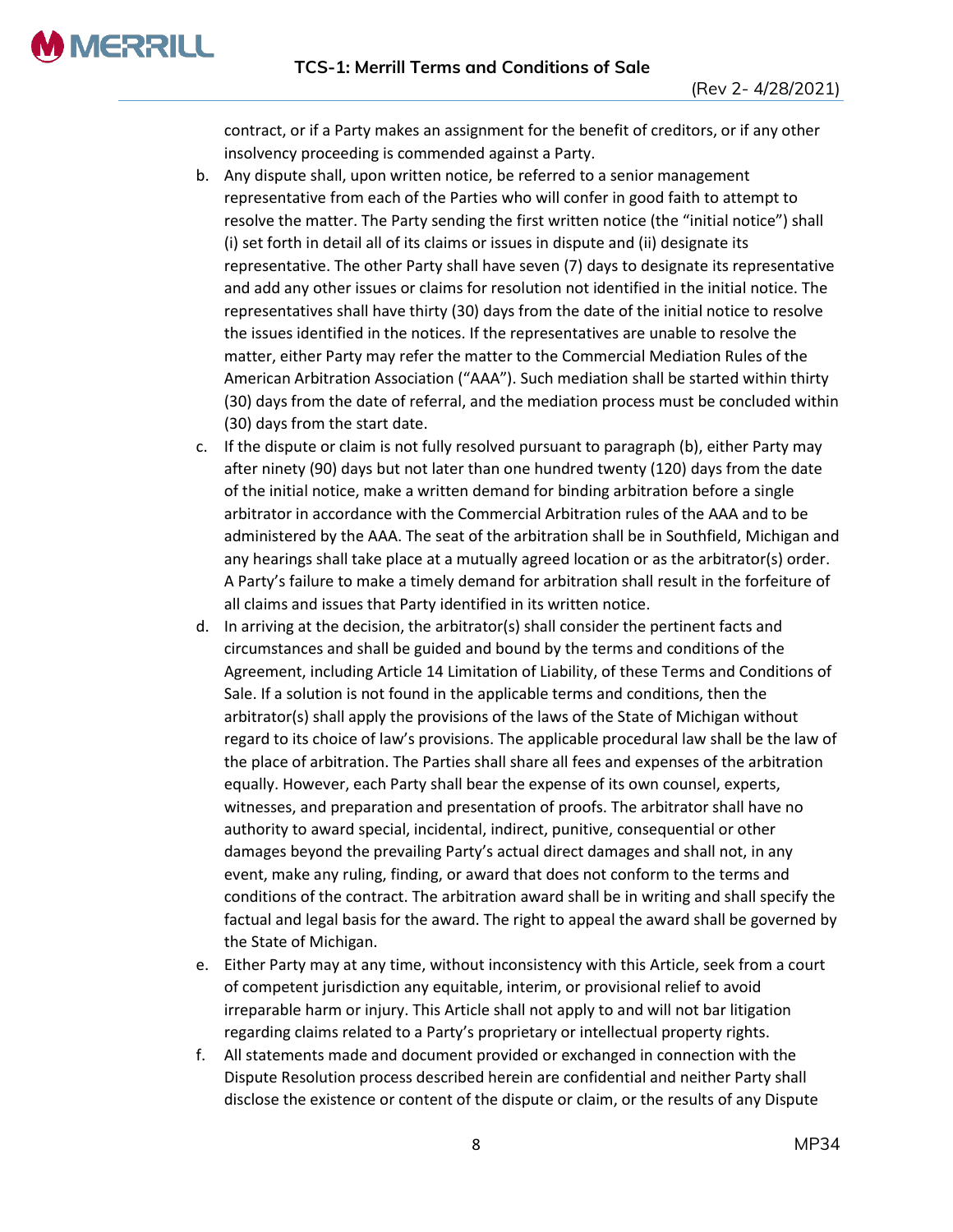contract, or if a Party makes an assignment for the benefit of creditors, or if any other insolvency proceeding is commended against a Party.

b. Any dispute shall, upon written notice, be referred to a senior management representative from each of the Parties who will confer in good faith to attempt to resolve the matter. The Party sending the first written notice (the "initial notice") shall (i) set forth in detail all of its claims or issues in dispute and (ii) designate its representative. The other Party shall have seven (7) days to designate its representative and add any other issues or claims for resolution not identified in the initial notice. The representatives shall have thirty (30) days from the date of the initial notice to resolve the issues identified in the notices. If the representatives are unable to resolve the matter, either Party may refer the matter to the Commercial Mediation Rules of the American Arbitration Association ("AAA"). Such mediation shall be started within thirty (30) days from the date of referral, and the mediation process must be concluded within (30) days from the start date.

c. If the dispute or claim is not fully resolved pursuant to paragraph (b), either Party may after ninety (90) days but not later than one hundred twenty (120) days from the date of the initial notice, make a written demand for binding arbitration before a single arbitrator in accordance with the Commercial Arbitration rules of the AAA and to be administered by the AAA. The seat of the arbitration shall be in Southfield, Michigan and any hearings shall take place at a mutually agreed location or as the arbitrator(s) order. A Party's failure to make a timely demand for arbitration shall result in the forfeiture of all claims and issues that Party identified in its written notice.

d. In arriving at the decision, the arbitrator(s) shall consider the pertinent facts and circumstances and shall be guided and bound by the terms and conditions of the Agreement, including Article 14 Limitation of Liability, of these Terms and Conditions of Sale. If a solution is not found in the applicable terms and conditions, then the arbitrator(s) shall apply the provisions of the laws of the State of Michigan without regard to its choice of law's provisions. The applicable procedural law shall be the law of the place of arbitration. The Parties shall share all fees and expenses of the arbitration equally. However, each Party shall bear the expense of its own counsel, experts, witnesses, and preparation and presentation of proofs. The arbitrator shall have no authority to award special, incidental, indirect, punitive, consequential or other damages beyond the prevailing Party's actual direct damages and shall not, in any event, make any ruling, finding, or award that does not conform to the terms and conditions of the contract. The arbitration award shall be in writing and shall specify the factual and legal basis for the award. The right to appeal the award shall be governed by the State of Michigan.

e. Either Party may at any time, without inconsistency with this Article, seek from a court of competent jurisdiction any equitable, interim, or provisional relief to avoid irreparable harm or injury. This Article shall not apply to and will not bar litigation regarding claims related to a Party's proprietary or intellectual property rights.

f. All statements made and document provided or exchanged in connection with the Dispute Resolution process described herein are confidential and neither Party shall disclose the existence or content of the dispute or claim, or the results of any Dispute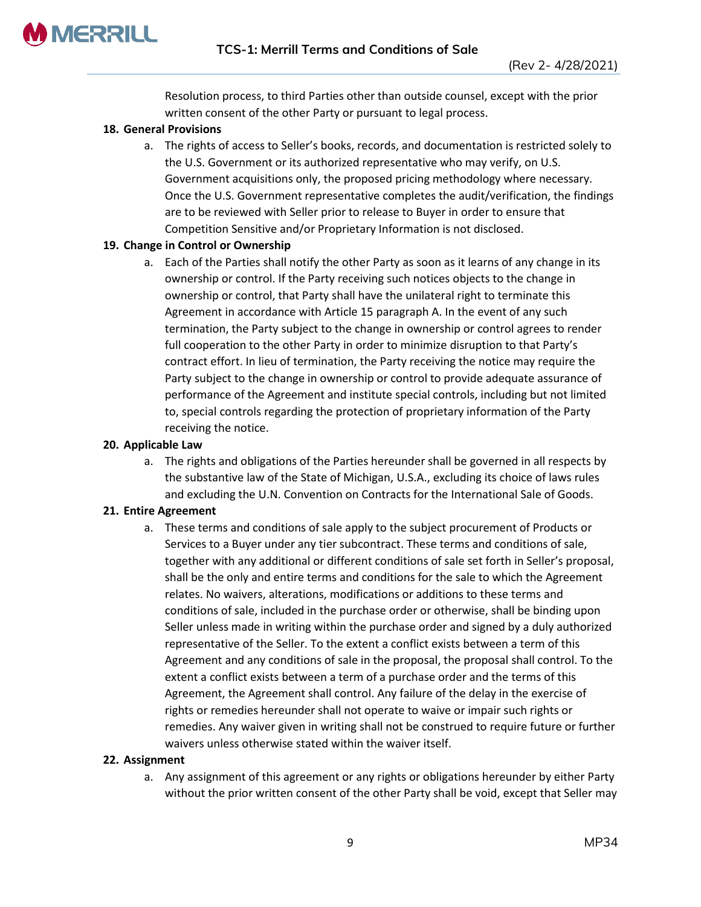Resolution process, to third Parties other than outside counsel, except with the prior written consent of the other Party or pursuant to legal process.

**18. General Provisions**

a. The rights of access to Seller's books, records, and documentation is restricted solely to the U.S. Government or its authorized representative who may verify, on U.S. Government acquisitions only, the proposed pricing methodology where necessary. Once the U.S. Government representative completes the audit/verification, the findings are to be reviewed with Seller prior to release to Buyer in order to ensure that Competition Sensitive and/or Proprietary Information is not disclosed.

**19. Change in Control or Ownership**

a. Each of the Parties shall notify the other Party as soon as it learns of any change in its ownership or control. If the Party receiving such notices objects to the change in ownership or control, that Party shall have the unilateral right to terminate this Agreement in accordance with Article 15 paragraph A. In the event of any such termination, the Party subject to the change in ownership or control agrees to render full cooperation to the other Party in order to minimize disruption to that Party's contract effort. In lieu of termination, the Party receiving the notice may require the Party subject to the change in ownership or control to provide adequate assurance of performance of the Agreement and institute special controls, including but not limited to, special controls regarding the protection of proprietary information of the Party receiving the notice.

**20. Applicable Law**

a. The rights and obligations of the Parties hereunder shall be governed in all respects by the substantive law of the State of Michigan, U.S.A., excluding its choice of laws rules and excluding the U.N. Convention on Contracts for the International Sale of Goods.

**21. Entire Agreement**

a. These terms and conditions of sale apply to the subject procurement of Products or Services to a Buyer under any tier subcontract. These terms and conditions of sale, together with any additional or different conditions of sale set forth in Seller's proposal, shall be the only and entire terms and conditions for the sale to which the Agreement relates. No waivers, alterations, modifications or additions to these terms and conditions of sale, included in the purchase order or otherwise, shall be binding upon Seller unless made in writing within the purchase order and signed by a duly authorized representative of the Seller. To the extent a conflict exists between a term of this Agreement and any conditions of sale in the proposal, the proposal shall control. To the extent a conflict exists between a term of a purchase order and the terms of this Agreement, the Agreement shall control. Any failure of the delay in the exercise of rights or remedies hereunder shall not operate to waive or impair such rights or remedies. Any waiver given in writing shall not be construed to require future or further waivers unless otherwise stated within the waiver itself.

**22. Assignment**

a. Any assignment of this agreement or any rights or obligations hereunder by either Party without the prior written consent of the other Party shall be void, except that Seller may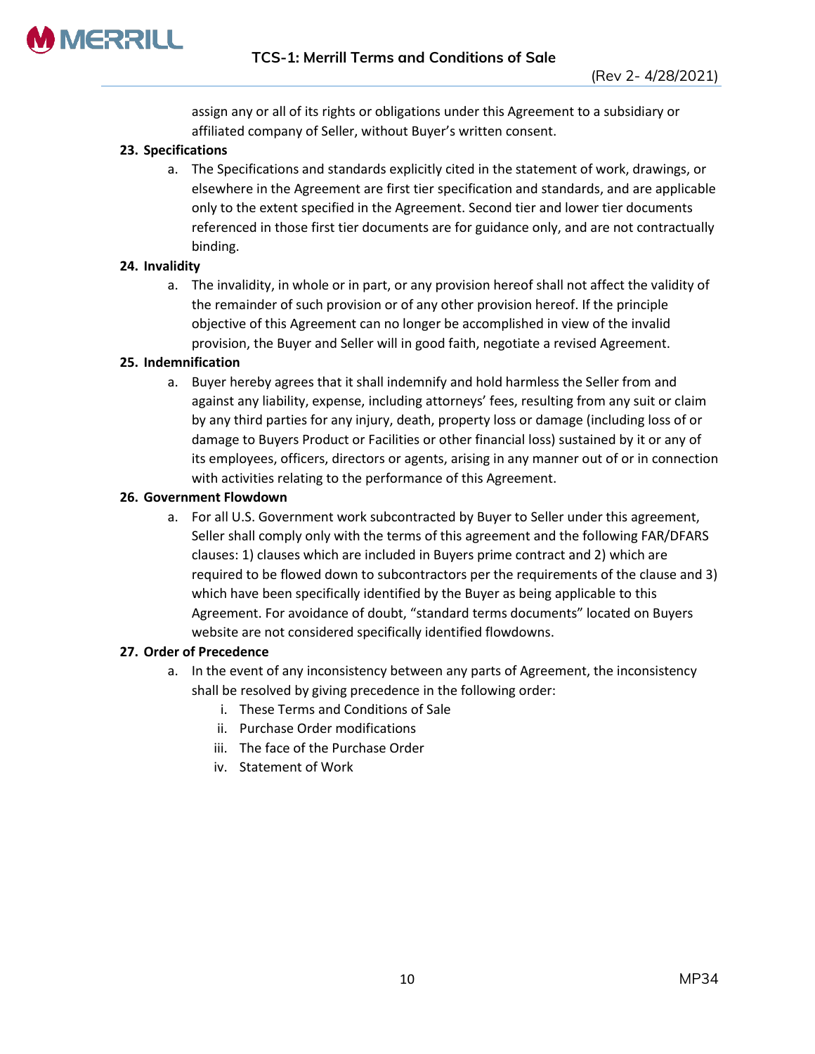assign any or all of its rights or obligations under this Agreement to a subsidiary or affiliated company of Seller, without Buyer's written consent.

**23. Specifications**

a. The Specifications and standards explicitly cited in the statement of work, drawings, or elsewhere in the Agreement are first tier specification and standards, and are applicable only to the extent specified in the Agreement. Second tier and lower tier documents referenced in those first tier documents are for guidance only, and are not contractually binding.

**24. Invalidity**

a. The invalidity, in whole or in part, or any provision hereof shall not affect the validity of the remainder of such provision or of any other provision hereof. If the principle objective of this Agreement can no longer be accomplished in view of the invalid provision, the Buyer and Seller will in good faith, negotiate a revised Agreement.

**25. Indemnification**

a. Buyer hereby agrees that it shall indemnify and hold harmless the Seller from and against any liability, expense, including attorneys' fees, resulting from any suit or claim by any third parties for any injury, death, property loss or damage (including loss of or damage to Buyers Product or Facilities or other financial loss) sustained by it or any of its employees, officers, directors or agents, arising in any manner out of or in connection with activities relating to the performance of this Agreement.

**26. Government Flowdown**

a. For all U.S. Government work subcontracted by Buyer to Seller under this agreement, Seller shall comply only with the terms of this agreement and the following FAR/DFARS clauses: 1) clauses which are included in Buyers prime contract and 2) which are required to be flowed down to subcontractors per the requirements of the clause and 3) which have been specifically identified by the Buyer as being applicable to this Agreement. For avoidance of doubt, "standard terms documents" located on Buyers website are not considered specifically identified flowdowns.

**27. Order of Precedence**

a. In the event of any inconsistency between any parts of Agreement, the inconsistency shall be resolved by giving precedence in the following order:

   i. These Terms and Conditions of Sale
   ii. Purchase Order modifications
   iii. The face of the Purchase Order
   iv. Statement of Work